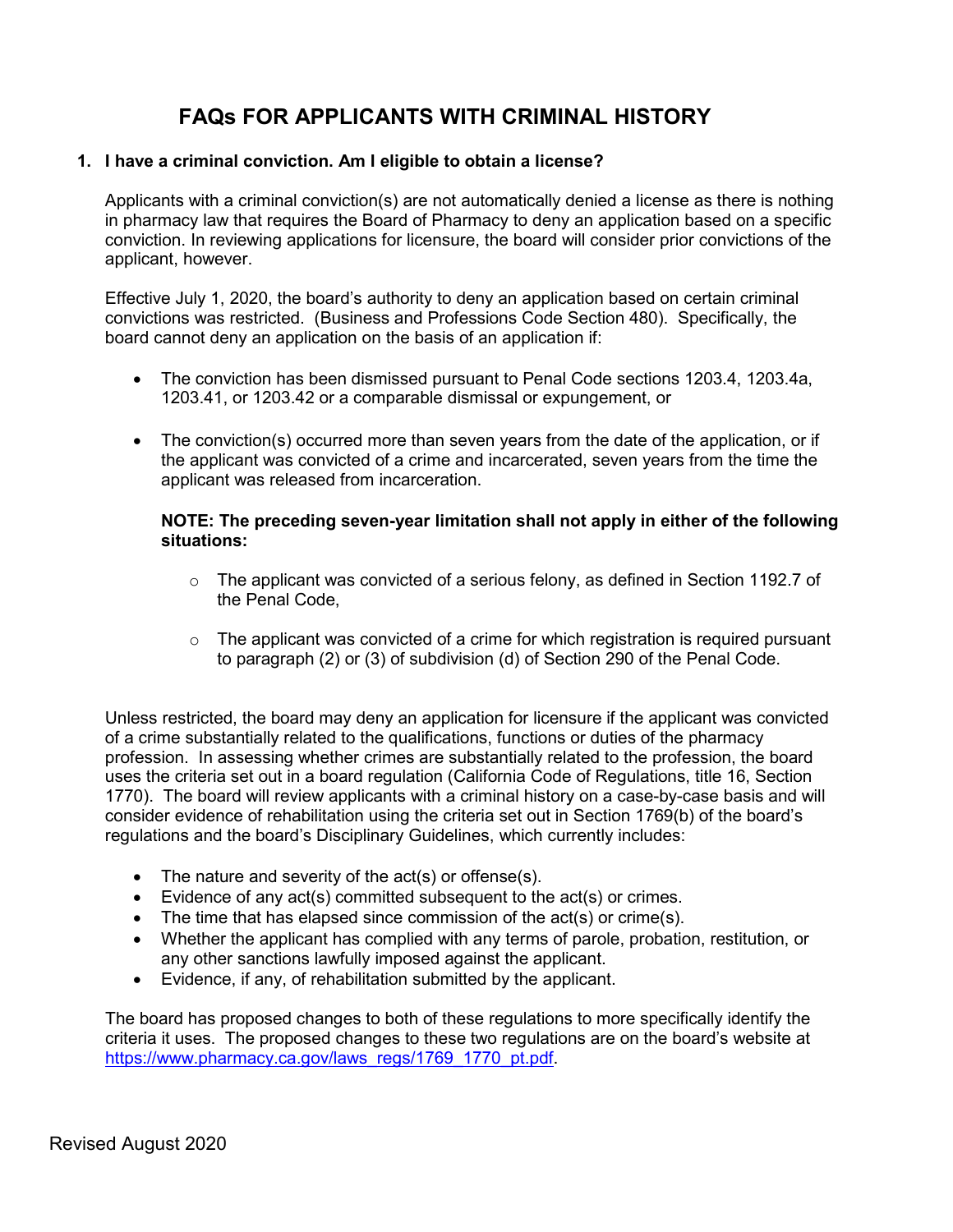# FAQs FOR APPLICANTS WITH CRIMINAL HISTORY

**1. I have a criminal conviction. Am I eligible to obtain a license?**

Applicants with a criminal conviction(s) are not automatically denied a license as there is nothing in pharmacy law that requires the Board of Pharmacy to deny an application based on a specific conviction. In reviewing applications for licensure, the board will consider prior convictions of the applicant, however.

Effective July 1, 2020, the board's authority to deny an application based on certain criminal convictions was restricted. (Business and Professions Code Section 480). Specifically, the board cannot deny an application on the basis of an application if:

- The conviction has been dismissed pursuant to Penal Code sections 1203.4, 1203.4a, 1203.41, or 1203.42 or a comparable dismissal or expungement, or

- The conviction(s) occurred more than seven years from the date of the application, or if the applicant was convicted of a crime and incarcerated, seven years from the time the applicant was released from incarceration.

  **NOTE: The preceding seven-year limitation shall not apply in either of the following situations:**

  - The applicant was convicted of a serious felony, as defined in Section 1192.7 of the Penal Code,

  - The applicant was convicted of a crime for which registration is required pursuant to paragraph (2) or (3) of subdivision (d) of Section 290 of the Penal Code.

Unless restricted, the board may deny an application for licensure if the applicant was convicted of a crime substantially related to the qualifications, functions or duties of the pharmacy profession. In assessing whether crimes are substantially related to the profession, the board uses the criteria set out in a board regulation (California Code of Regulations, title 16, Section 1770). The board will review applicants with a criminal history on a case-by-case basis and will consider evidence of rehabilitation using the criteria set out in Section 1769(b) of the board's regulations and the board's Disciplinary Guidelines, which currently includes:

- The nature and severity of the act(s) or offense(s).
- Evidence of any act(s) committed subsequent to the act(s) or crimes.
- The time that has elapsed since commission of the act(s) or crime(s).
- Whether the applicant has complied with any terms of parole, probation, restitution, or any other sanctions lawfully imposed against the applicant.
- Evidence, if any, of rehabilitation submitted by the applicant.

The board has proposed changes to both of these regulations to more specifically identify the criteria it uses. The proposed changes to these two regulations are on the board's website at https://www.pharmacy.ca.gov/laws_regs/1769_1770_pt.pdf.

Revised August 2020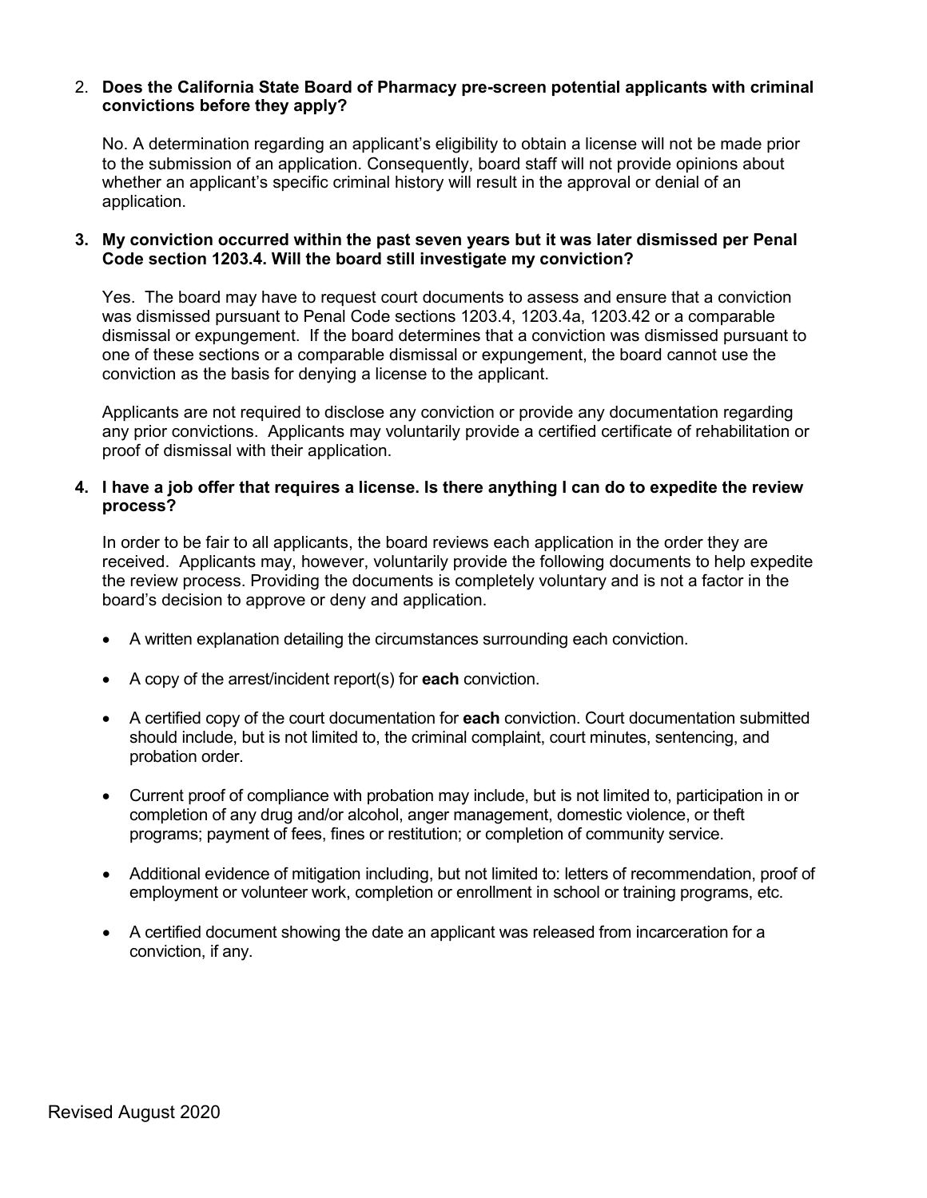2. **Does the California State Board of Pharmacy pre-screen potential applicants with criminal convictions before they apply?**

   No. A determination regarding an applicant's eligibility to obtain a license will not be made prior to the submission of an application. Consequently, board staff will not provide opinions about whether an applicant's specific criminal history will result in the approval or denial of an application.

3. **My conviction occurred within the past seven years but it was later dismissed per Penal Code section 1203.4. Will the board still investigate my conviction?**

   Yes. The board may have to request court documents to assess and ensure that a conviction was dismissed pursuant to Penal Code sections 1203.4, 1203.4a, 1203.42 or a comparable dismissal or expungement. If the board determines that a conviction was dismissed pursuant to one of these sections or a comparable dismissal or expungement, the board cannot use the conviction as the basis for denying a license to the applicant.

   Applicants are not required to disclose any conviction or provide any documentation regarding any prior convictions. Applicants may voluntarily provide a certified certificate of rehabilitation or proof of dismissal with their application.

4. **I have a job offer that requires a license. Is there anything I can do to expedite the review process?**

   In order to be fair to all applicants, the board reviews each application in the order they are received. Applicants may, however, voluntarily provide the following documents to help expedite the review process. Providing the documents is completely voluntary and is not a factor in the board's decision to approve or deny and application.

   - A written explanation detailing the circumstances surrounding each conviction.
   - A copy of the arrest/incident report(s) for **each** conviction.
   - A certified copy of the court documentation for **each** conviction. Court documentation submitted should include, but is not limited to, the criminal complaint, court minutes, sentencing, and probation order.
   - Current proof of compliance with probation may include, but is not limited to, participation in or completion of any drug and/or alcohol, anger management, domestic violence, or theft programs; payment of fees, fines or restitution; or completion of community service.
   - Additional evidence of mitigation including, but not limited to: letters of recommendation, proof of employment or volunteer work, completion or enrollment in school or training programs, etc.
   - A certified document showing the date an applicant was released from incarceration for a conviction, if any.

Revised August 2020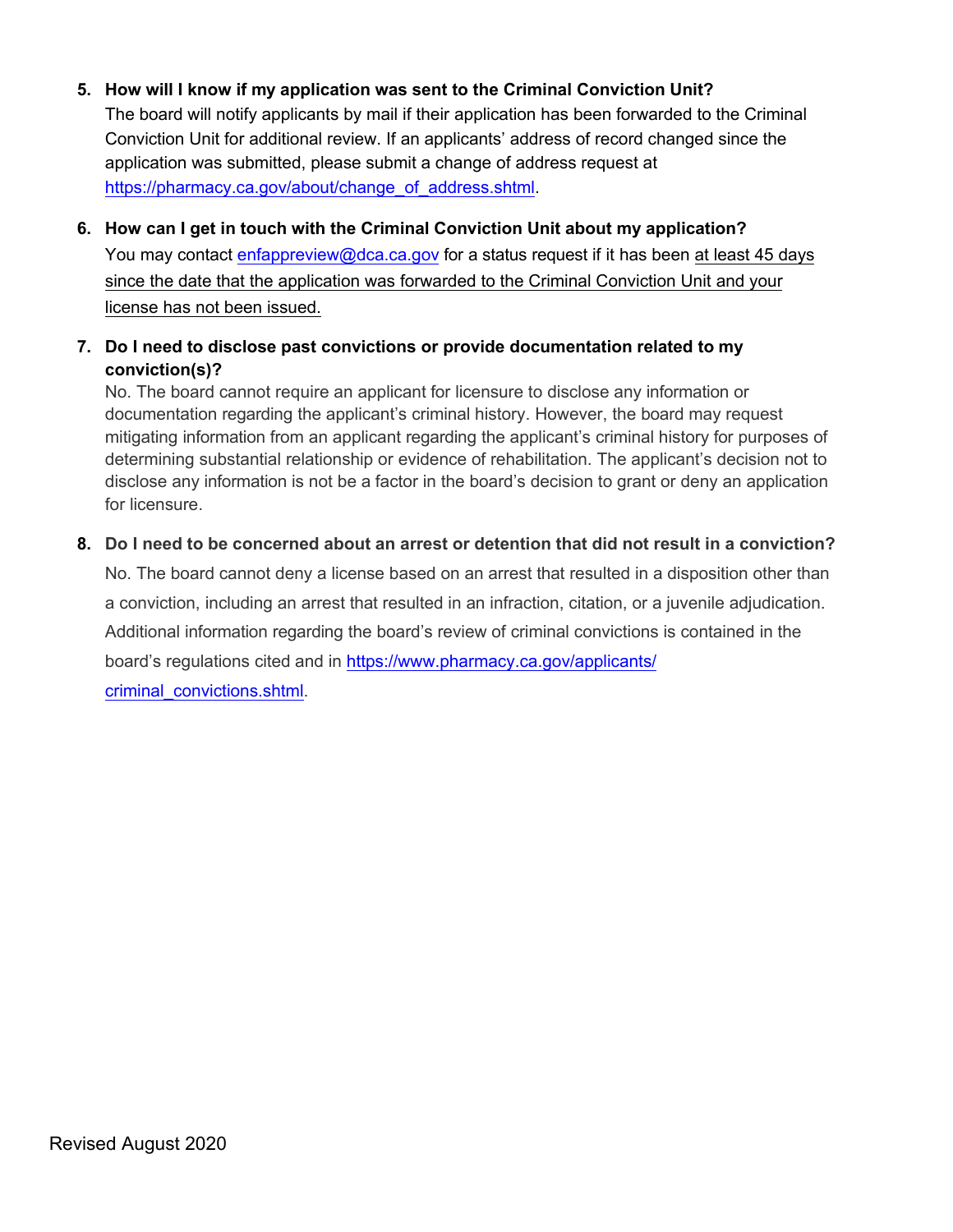5. **How will I know if my application was sent to the Criminal Conviction Unit?**
   The board will notify applicants by mail if their application has been forwarded to the Criminal Conviction Unit for additional review. If an applicants' address of record changed since the application was submitted, please submit a change of address request at https://pharmacy.ca.gov/about/change_of_address.shtml.

6. **How can I get in touch with the Criminal Conviction Unit about my application?**
   You may contact enfappreview@dca.ca.gov for a status request if it has been at least 45 days since the date that the application was forwarded to the Criminal Conviction Unit and your license has not been issued.

7. **Do I need to disclose past convictions or provide documentation related to my conviction(s)?**
   No. The board cannot require an applicant for licensure to disclose any information or documentation regarding the applicant's criminal history. However, the board may request mitigating information from an applicant regarding the applicant's criminal history for purposes of determining substantial relationship or evidence of rehabilitation. The applicant's decision not to disclose any information is not be a factor in the board's decision to grant or deny an application for licensure.

8. **Do I need to be concerned about an arrest or detention that did not result in a conviction?**
   No. The board cannot deny a license based on an arrest that resulted in a disposition other than a conviction, including an arrest that resulted in an infraction, citation, or a juvenile adjudication. Additional information regarding the board's review of criminal convictions is contained in the board's regulations cited and in https://www.pharmacy.ca.gov/applicants/criminal_convictions.shtml.

Revised August 2020